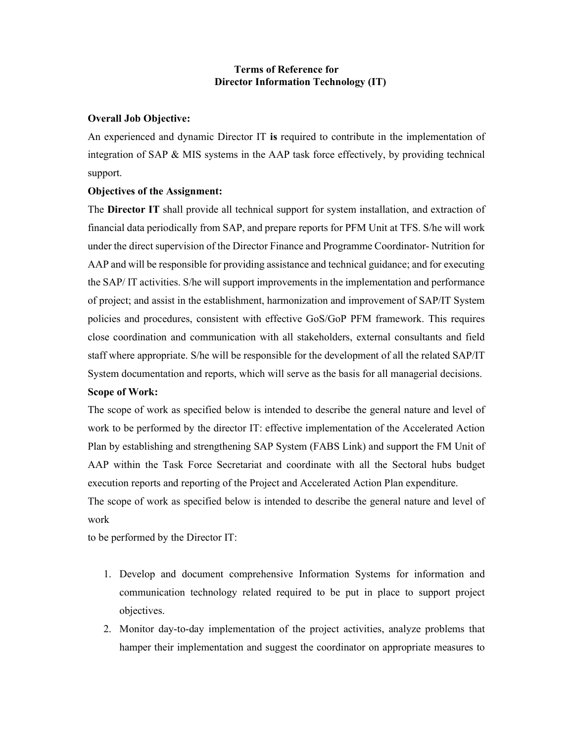# Terms of Reference for
# Director Information Technology (IT)

**Overall Job Objective:**

An experienced and dynamic Director IT **is** required to contribute in the implementation of integration of SAP & MIS systems in the AAP task force effectively, by providing technical support.

**Objectives of the Assignment:**

The **Director IT** shall provide all technical support for system installation, and extraction of financial data periodically from SAP, and prepare reports for PFM Unit at TFS. S/he will work under the direct supervision of the Director Finance and Programme Coordinator- Nutrition for AAP and will be responsible for providing assistance and technical guidance; and for executing the SAP/ IT activities. S/he will support improvements in the implementation and performance of project; and assist in the establishment, harmonization and improvement of SAP/IT System policies and procedures, consistent with effective GoS/GoP PFM framework. This requires close coordination and communication with all stakeholders, external consultants and field staff where appropriate. S/he will be responsible for the development of all the related SAP/IT System documentation and reports, which will serve as the basis for all managerial decisions.

**Scope of Work:**

The scope of work as specified below is intended to describe the general nature and level of work to be performed by the director IT: effective implementation of the Accelerated Action Plan by establishing and strengthening SAP System (FABS Link) and support the FM Unit of AAP within the Task Force Secretariat and coordinate with all the Sectoral hubs budget execution reports and reporting of the Project and Accelerated Action Plan expenditure.

The scope of work as specified below is intended to describe the general nature and level of work

to be performed by the Director IT:

1. Develop and document comprehensive Information Systems for information and communication technology related required to be put in place to support project objectives.
2. Monitor day-to-day implementation of the project activities, analyze problems that hamper their implementation and suggest the coordinator on appropriate measures to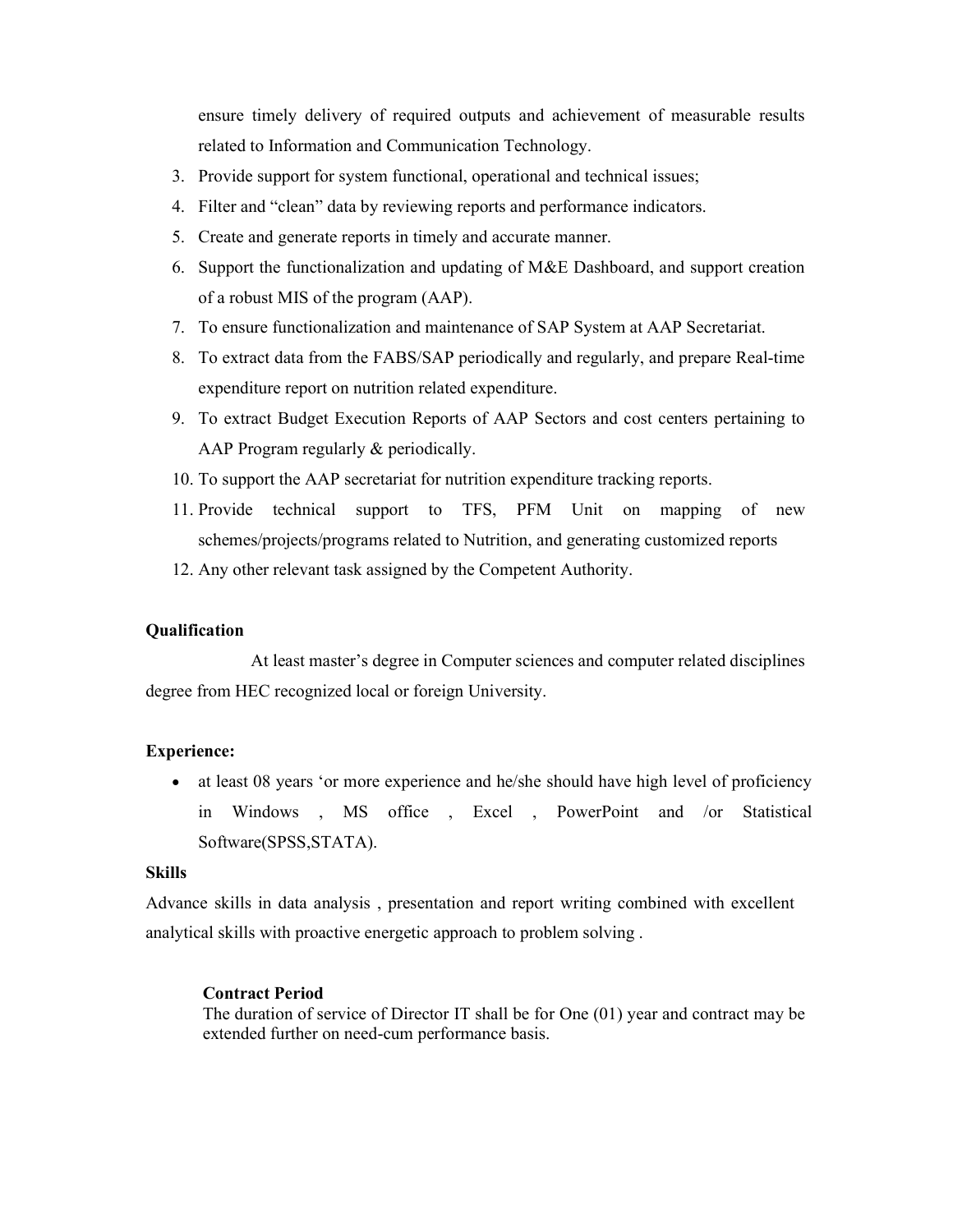ensure timely delivery of required outputs and achievement of measurable results related to Information and Communication Technology.

3. Provide support for system functional, operational and technical issues;
4. Filter and "clean" data by reviewing reports and performance indicators.
5. Create and generate reports in timely and accurate manner.
6. Support the functionalization and updating of M&E Dashboard, and support creation of a robust MIS of the program (AAP).
7. To ensure functionalization and maintenance of SAP System at AAP Secretariat.
8. To extract data from the FABS/SAP periodically and regularly, and prepare Real-time expenditure report on nutrition related expenditure.
9. To extract Budget Execution Reports of AAP Sectors and cost centers pertaining to AAP Program regularly & periodically.
10. To support the AAP secretariat for nutrition expenditure tracking reports.
11. Provide technical support to TFS, PFM Unit on mapping of new schemes/projects/programs related to Nutrition, and generating customized reports
12. Any other relevant task assigned by the Competent Authority.

**Qualification**

At least master's degree in Computer sciences and computer related disciplines degree from HEC recognized local or foreign University.

**Experience:**

- at least 08 years 'or more experience and he/she should have high level of proficiency in Windows , MS office , Excel , PowerPoint and /or Statistical Software(SPSS,STATA).

**Skills**

Advance skills in data analysis , presentation and report writing combined with excellent analytical skills with proactive energetic approach to problem solving .

**Contract Period**

The duration of service of Director IT shall be for One (01) year and contract may be extended further on need-cum performance basis.